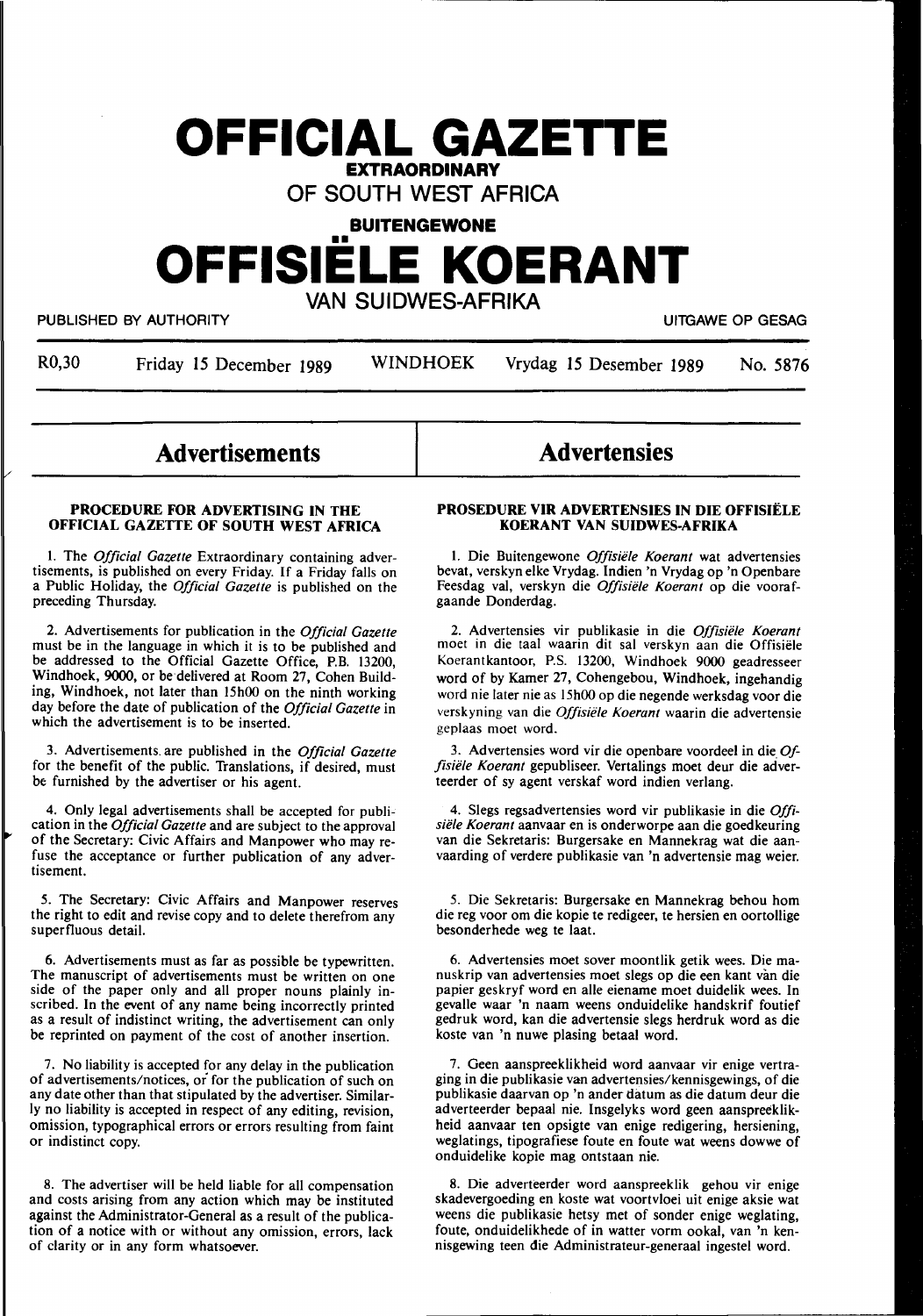# OFFICIAL GAZETTE

**EXTRAORDINARY**

**OF SOUTH WEST AFRICA**

**BUITENGEWONE**

# OFFISIËLE KOERANT

**VAN SUIDWES-AFRIKA**

PUBLISHED BY AUTHORITY — UITGAWE OP GESAG

R0,30 — Friday 15 December 1989 — WINDHOEK — Vrydag 15 Desember 1989 — No. 5876

## Advertisements

### PROCEDURE FOR ADVERTISING IN THE OFFICIAL GAZETTE OF SOUTH WEST AFRICA

1. The *Official Gazette* Extraordinary containing advertisements, is published on every Friday. If a Friday falls on a Public Holiday, the *Official Gazette* is published on the preceding Thursday.

2. Advertisements for publication in the *Official Gazette* must be in the language in which it is to be published and be addressed to the Official Gazette Office, P.B. 13200, Windhoek, 9000, or be delivered at Room 27, Cohen Building, Windhoek, not later than 15h00 on the ninth working day before the date of publication of the *Official Gazette* in which the advertisement is to be inserted.

3. Advertisements are published in the *Official Gazette* for the benefit of the public. Translations, if desired, must be furnished by the advertiser or his agent.

4. Only legal advertisements shall be accepted for publication in the *Official Gazette* and are subject to the approval of the Secretary: Civic Affairs and Manpower who may refuse the acceptance or further publication of any advertisement.

5. The Secretary: Civic Affairs and Manpower reserves the right to edit and revise copy and to delete therefrom any superfluous detail.

6. Advertisements must as far as possible be typewritten. The manuscript of advertisements must be written on one side of the paper only and all proper nouns plainly inscribed. In the event of any name being incorrectly printed as a result of indistinct writing, the advertisement can only be reprinted on payment of the cost of another insertion.

7. No liability is accepted for any delay in the publication of advertisements/notices, or for the publication of such on any date other than that stipulated by the advertiser. Similarly no liability is accepted in respect of any editing, revision, omission, typographical errors or errors resulting from faint or indistinct copy.

8. The advertiser will be held liable for all compensation and costs arising from any action which may be instituted against the Administrator-General as a result of the publication of a notice with or without any omission, errors, lack of clarity or in any form whatsoever.

## Advertensies

### PROSEDURE VIR ADVERTENSIES IN DIE OFFISIËLE KOERANT VAN SUIDWES-AFRIKA

1. Die Buitengewone *Offisiële Koerant* wat advertensies bevat, verskyn elke Vrydag. Indien 'n Vrydag op 'n Openbare Feesdag val, verskyn die *Offisiële Koerant* op die voorafgaande Donderdag.

2. Advertensies vir publikasie in die *Offisiële Koerant* moet in die taal waarin dit sal verskyn aan die Offisiële Koerantkantoor, P.S. 13200, Windhoek 9000 geadresseer word of by Kamer 27, Cohengebou, Windhoek, ingehandig word nie later nie as 15h00 op die negende werksdag voor die verskyning van die *Offisiële Koerant* waarin die advertensie geplaas moet word.

3. Advertensies word vir die openbare voordeel in die *Offisiële Koerant* gepubliseer. Vertalings moet deur die adverteerder of sy agent verskaf word indien verlang.

4. Slegs regsadvertensies word vir publikasie in die *Offisiële Koerant* aanvaar en is onderworpe aan die goedkeuring van die Sekretaris: Burgersake en Mannekrag wat die aanvaarding of verdere publikasie van 'n advertensie mag weier.

5. Die Sekretaris: Burgersake en Mannekrag behou hom die reg voor om die kopie te redigeer, te hersien en oortollige besonderhede weg te laat.

6. Advertensies moet sover moontlik getik wees. Die manuskrip van advertensies moet slegs op die een kant van die papier geskryf word en alle eiename moet duidelik wees. In gevalle waar 'n naam weens onduidelike handskrif foutief gedruk word, kan die advertensie slegs herdruk word as die koste van 'n nuwe plasing betaal word.

7. Geen aanspreeklikheid word aanvaar vir enige vertraging in die publikasie van advertensies/kennisgewings, of die publikasie daarvan op 'n ander datum as die datum deur die adverteerder bepaal nie. Insgelyks word geen aanspreeklikheid aanvaar ten opsigte van enige redigering, hersiening, weglatings, tipografiese foute en foute wat weens dowwe of onduidelike kopie mag ontstaan nie.

8. Die adverteerder word aanspreeklik gehou vir enige skadevergoeding en koste wat voortvloei uit enige aksie wat weens die publikasie hetsy met of sonder enige weglating, foute, onduidelikhede of in watter vorm ookal, van 'n kennisgewing teen die Administrateur-generaal ingestel word.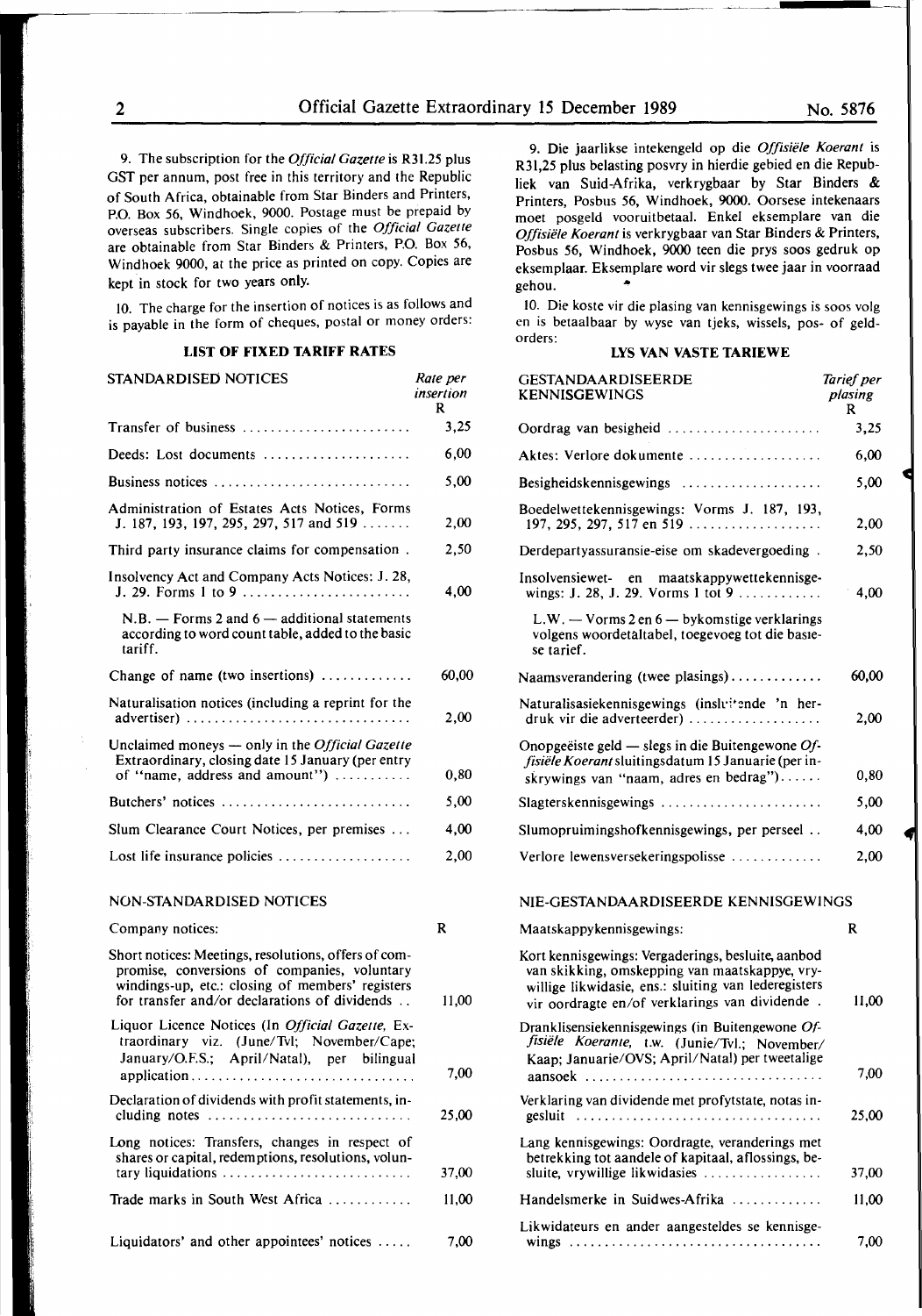9. The subscription for the *Official Gazette* is R31.25 plus GST per annum, post free in this territory and the Republic of South Africa, obtainable from Star Binders and Printers, P.O. Box 56, Windhoek, 9000. Postage must be prepaid by overseas subscribers. Single copies of the *Official Gazette* are obtainable from Star Binders & Printers, P.O. Box 56, Windhoek 9000, at the price as printed on copy. Copies are kept in stock for two years only.

10. The charge for the insertion of notices is as follows and is payable in the form of cheques, postal or money orders:

**LIST OF FIXED TARIFF RATES**

| STANDARDISED NOTICES | Rate per insertion R |
|---|---|
| Transfer of business | 3,25 |
| Deeds: Lost documents | 6,00 |
| Business notices | 5,00 |
| Administration of Estates Acts Notices, Forms J. 187, 193, 197, 295, 297, 517 and 519 | 2,00 |
| Third party insurance claims for compensation | 2,50 |
| Insolvency Act and Company Acts Notices: J. 28, J. 29. Forms 1 to 9 | 4,00 |
| N.B. — Forms 2 and 6 — additional statements according to word count table, added to the basic tariff. | |
| Change of name (two insertions) | 60,00 |
| Naturalisation notices (including a reprint for the advertiser) | 2,00 |
| Unclaimed moneys — only in the *Official Gazette* Extraordinary, closing date 15 January (per entry of "name, address and amount") | 0,80 |
| Butchers' notices | 5,00 |
| Slum Clearance Court Notices, per premises | 4,00 |
| Lost life insurance policies | 2,00 |

| NON-STANDARDISED NOTICES | |
|---|---|
| Company notices: | R |
| Short notices: Meetings, resolutions, offers of compromise, conversions of companies, voluntary windings-up, etc.: closing of members' registers for transfer and/or declarations of dividends | 11,00 |
| Liquor Licence Notices (In *Official Gazette*, Extraordinary viz. (June/Tvl; November/Cape; January/O.F.S.; April/Natal), per bilingual application | 7,00 |
| Declaration of dividends with profit statements, including notes | 25,00 |
| Long notices: Transfers, changes in respect of shares or capital, redemptions, resolutions, voluntary liquidations | 37,00 |
| Trade marks in South West Africa | 11,00 |
| Liquidators' and other appointees' notices | 7,00 |

9. Die jaarlikse intekengeld op die *Offisiële Koerant* is R31,25 plus belasting posvry in hierdie gebied en die Republiek van Suid-Afrika, verkrygbaar by Star Binders & Printers, Posbus 56, Windhoek, 9000. Oorsese intekenaars moet posgeld vooruitbetaal. Enkel eksemplare van die *Offisiële Koerant* is verkrygbaar van Star Binders & Printers, Posbus 56, Windhoek, 9000 teen die prys soos gedruk op eksemplaar. Eksemplare word vir slegs twee jaar in voorraad gehou.

10. Die koste vir die plasing van kennisgewings is soos volg en is betaalbaar by wyse van tjeks, wissels, pos- of geldorders:

**LYS VAN VASTE TARIEWE**

| GESTANDAARDISEERDE KENNISGEWINGS | Tarief per plasing R |
|---|---|
| Oordrag van besigheid | 3,25 |
| Aktes: Verlore dokumente | 6,00 |
| Besigheidskennisgewings | 5,00 |
| Boedelwettekennisgewings: Vorms J. 187, 193, 197, 295, 297, 517 en 519 | 2,00 |
| Derdepartyassuransie-eise om skadevergoeding | 2,50 |
| Insolvensiewet- en maatskappywettekennisgewings: J. 28, J. 29. Vorms 1 tot 9 | 4,00 |
| L.W. — Vorms 2 en 6 — bykomstige verklarings volgens woordetaltabel, toegevoeg tot die basiese tarief. | |
| Naamsverandering (twee plasings) | 60,00 |
| Naturalisasiekennisgewings (insluitende 'n herdruk vir die adverteerder) | 2,00 |
| Onopgeëiste geld — slegs in die Buitengewone *Offisiële Koerant* sluitingsdatum 15 Januarie (per inskrywings van "naam, adres en bedrag") | 0,80 |
| Slagterskennisgewings | 5,00 |
| Slumopruimingshofkennisgewings, per perseel | 4,00 |
| Verlore lewensversekeringspolisse | 2,00 |

| NIE-GESTANDAARDISEERDE KENNISGEWINGS | |
|---|---|
| Maatskappykennisgewings: | R |
| Kort kennisgewings: Vergaderings, besluite, aanbod van skikking, omskepping van maatskappye, vrywillige likwidasie, ens.: sluiting van lederegisters vir oordragte en/of verklarings van dividende | 11,00 |
| Dranklisensiekennisgewings (in Buitengewone *Offisiële Koerante,* t.w. (Junie/Tvl.; November/Kaap; Januarie/OVS; April/Natal) per tweetalige aansoek | 7,00 |
| Verklaring van dividende met profytstate, notas ingesluit | 25,00 |
| Lang kennisgewings: Oordragte, veranderings met betrekking tot aandele of kapitaal, aflossings, besluite, vrywillige likwidasies | 37,00 |
| Handelsmerke in Suidwes-Afrika | 11,00 |
| Likwidateurs en ander aangesteldes se kennisgewings | 7,00 |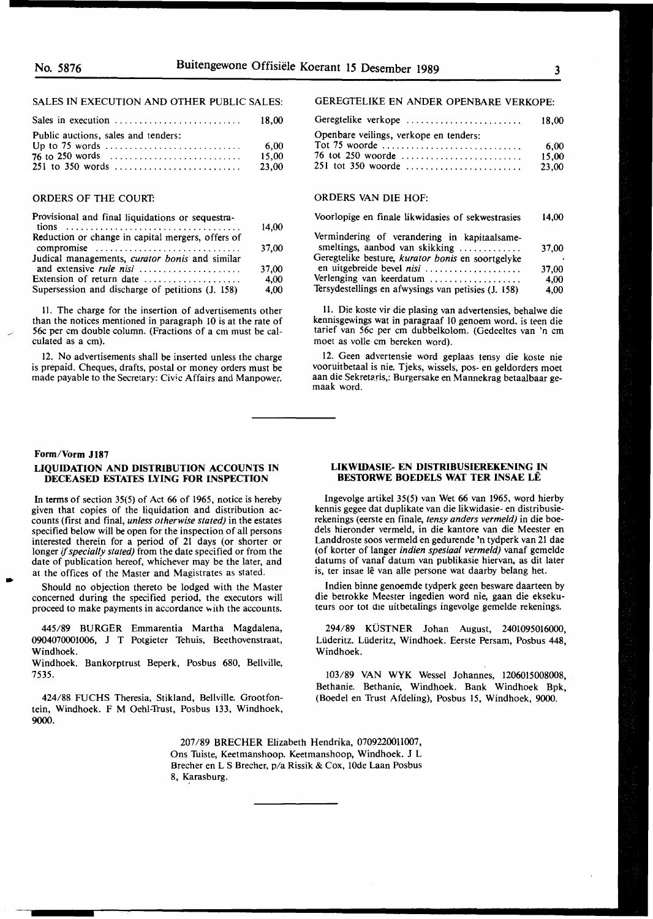SALES IN EXECUTION AND OTHER PUBLIC SALES:

| | |
|---|---|
| Sales in execution | 18,00 |
| Public auctions, sales and tenders: | |
| Up to 75 words | 6,00 |
| 76 to 250 words | 15,00 |
| 251 to 350 words | 23,00 |

ORDERS OF THE COURT:

| | |
|---|---|
| Provisional and final liquidations or sequestrations | 14,00 |
| Reduction or change in capital mergers, offers of compromise | 37,00 |
| Judicial managements, *curator bonis* and similar and extensive *rule nisi* | 37,00 |
| Extension of return date | 4,00 |
| Supersession and discharge of petitions (J. 158) | 4,00 |

11. The charge for the insertion of advertisements other than the notices mentioned in paragraph 10 is at the rate of 56c per cm double column. (Fractions of a cm must be calculated as a cm).

12. No advertisements shall be inserted unless the charge is prepaid. Cheques, drafts, postal or money orders must be made payable to the Secretary: Civic Affairs and Manpower.

GEREGTELIKE EN ANDER OPENBARE VERKOPE:

| | |
|---|---|
| Geregtelike verkope | 18,00 |
| Openbare veilings, verkope en tenders: | |
| Tot 75 woorde | 6,00 |
| 76 tot 250 woorde | 15,00 |
| 251 tot 350 woorde | 23,00 |

ORDERS VAN DIE HOF:

| | |
|---|---|
| Voorlopige en finale likwidasies of sekwestrasies | 14,00 |
| Vermindering of verandering in kapitaalsamesmeltings, aanbod van skikking | 37,00 |
| Geregtelike besture, *kurator bonis* en soortgelyke en uitgebreide bevel *nisi* | 37,00 |
| Verlenging van keerdatum | 4,00 |
| Tersydestellings en afwysings van petisies (J. 158) | 4,00 |

11. Die koste vir die plasing van advertensies, behalwe die kennisgewings wat in paragraaf 10 genoem word, is teen die tarief van 56c per cm dubbelkolom. (Gedeeltes van 'n cm moet as volle cm bereken word).

12. Geen advertensie word geplaas tensy die koste nie vooruitbetaal is nie. Tjeks, wissels, pos- en geldorders moet aan die Sekretaris,: Burgersake en Mannekrag betaalbaar gemaak word.

---

**Form/Vorm J187**

**LIQUIDATION AND DISTRIBUTION ACCOUNTS IN DECEASED ESTATES LYING FOR INSPECTION**

In terms of section 35(5) of Act 66 of 1965, notice is hereby given that copies of the liquidation and distribution accounts (first and final, *unless otherwise stated)* in the estates specified below will be open for the inspection of all persons interested therein for a period of 21 days (or shorter or longer *if specially stated)* from the date specified or from the date of publication hereof, whichever may be the later, and at the offices of the Master and Magistrates as stated.

Should no objection thereto be lodged with the Master concerned during the specified period, the executors will proceed to make payments in accordance with the accounts.

445/89 BURGER Emmarentia Martha Magdalena, 0904070001006, J T Potgieter Tehuis, Beethovenstraat, Windhoek.
Windhoek. Bankorptrust Beperk, Posbus 680, Bellville, 7535.

424/88 FUCHS Theresia, Stikland, Bellville. Grootfontein, Windhoek. F M Oehl-Trust, Posbus 133, Windhoek, 9000.

**LIKWIDASIE- EN DISTRIBUSIEREKENING IN BESTORWE BOEDELS WAT TER INSAE LÊ**

Ingevolge artikel 35(5) van Wet 66 van 1965, word hierby kennis gegee dat duplikate van die likwidasie- en distribusierekenings (eerste en finale, *tensy anders vermeld)* in die boedels hieronder vermeld, in die kantore van die Meester en Landdroste soos vermeld en gedurende 'n tydperk van 21 dae (of korter of langer *indien spesiaal vermeld)* vanaf gemelde datums of vanaf datum van publikasie hiervan, as dit later is, ter insae lê van alle persone wat daarby belang het.

Indien binne genoemde tydperk geen besware daarteen by die betrokke Meester ingedien word nie, gaan die eksekuteurs oor tot die uitbetalings ingevolge gemelde rekenings.

294/89 KÜSTNER Johan August, 2401095016000, Lüderitz. Lüderitz, Windhoek. Eerste Persam, Posbus 448, Windhoek.

103/89 VAN WYK Wessel Johannes, 1206015008008, Bethanie. Bethanie, Windhoek. Bank Windhoek Bpk, (Boedel en Trust Afdeling), Posbus 15, Windhoek, 9000.

207/89 BRECHER Elizabeth Hendrika, 0709220011007, Ons Tuiste, Keetmanshoop. Keetmanshoop, Windhoek. J L Brecher en L S Brecher, p/a Rissik & Cox, 10de Laan Posbus 8, Karasburg.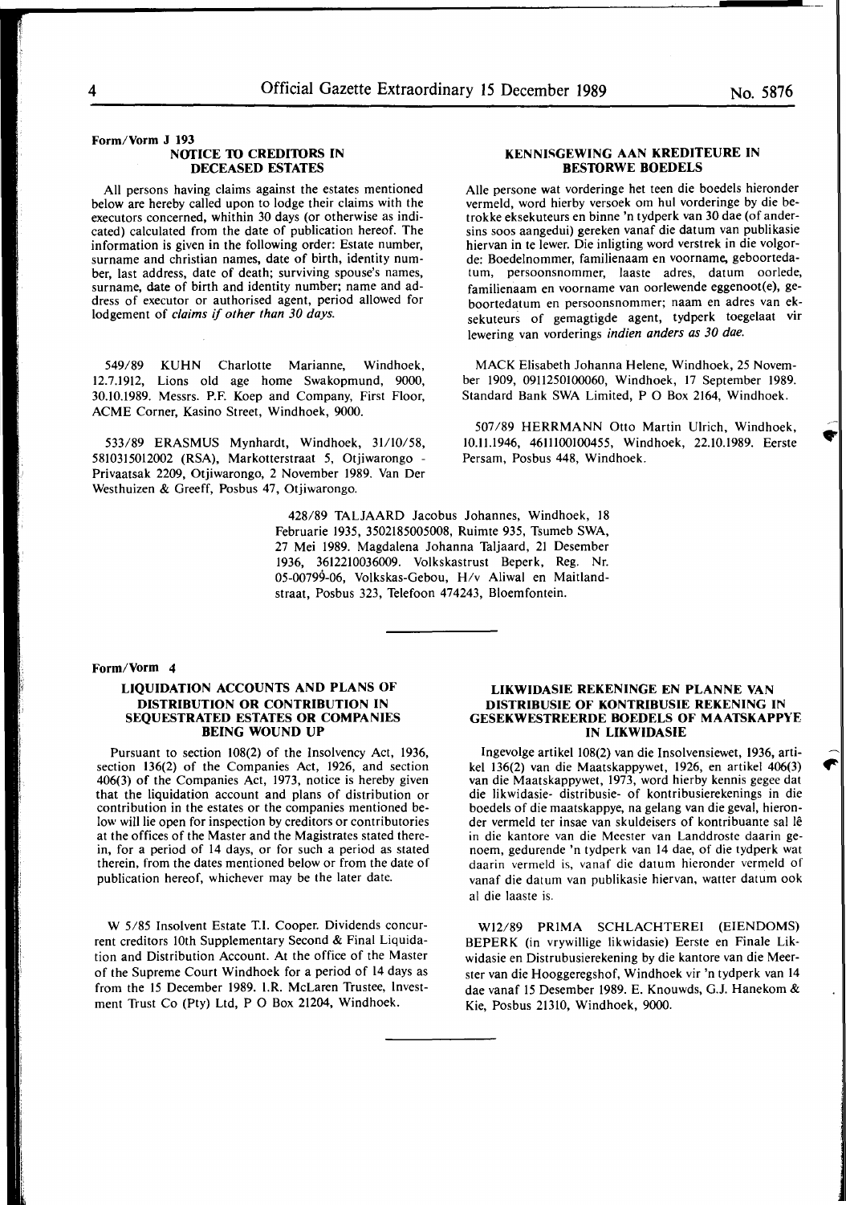Form/Vorm J 193

## NOTICE TO CREDITORS IN DECEASED ESTATES

All persons having claims against the estates mentioned below are hereby called upon to lodge their claims with the executors concerned, whithin 30 days (or otherwise as indicated) calculated from the date of publication hereof. The information is given in the following order: Estate number, surname and christian names, date of birth, identity number, last address, date of death; surviving spouse's names, surname, date of birth and identity number; name and address of executor or authorised agent, period allowed for lodgement of *claims if other than 30 days.*

549/89 KUHN Charlotte Marianne, Windhoek, 12.7.1912, Lions old age home Swakopmund, 9000, 30.10.1989. Messrs. P.F. Koep and Company, First Floor, ACME Corner, Kasino Street, Windhoek, 9000.

533/89 ERASMUS Mynhardt, Windhoek, 31/10/58, 5810315012002 (RSA), Markotterstraat 5, Otjiwarongo - Privaatsak 2209, Otjiwarongo, 2 November 1989. Van Der Westhuizen & Greeff, Posbus 47, Otjiwarongo.

## KENNISGEWING AAN KREDITEURE IN BESTORWE BOEDELS

Alle persone wat vorderinge het teen die boedels hieronder vermeld, word hierby versoek om hul vorderinge by die betrokke eksekuteurs en binne 'n tydperk van 30 dae (of andersins soos aangedui) gereken vanaf die datum van publikasie hiervan in te lewer. Die inligting word verstrek in die volgorde: Boedelnommer, familienaam en voorname, geboortedatum, persoonsnommer, laaste adres, datum oorlede, familienaam en voorname van oorlewende eggenoot(e), geboortedatum en persoonsnommer; naam en adres van eksekuteurs of gemagtigde agent, tydperk toegelaat vir lewering van vorderings *indien anders as 30 dae.*

MACK Elisabeth Johanna Helene, Windhoek, 25 November 1909, 0911250100060, Windhoek, 17 September 1989. Standard Bank SWA Limited, P O Box 2164, Windhoek.

507/89 HERRMANN Otto Martin Ulrich, Windhoek, 10.11.1946, 4611100100455, Windhoek, 22.10.1989. Eerste Persam, Posbus 448, Windhoek.

428/89 TALJAARD Jacobus Johannes, Windhoek, 18 Februarie 1935, 3502185005008, Ruimte 935, Tsumeb SWA, 27 Mei 1989. Magdalena Johanna Taljaard, 21 Desember 1936, 3612210036009. Volkskastrust Beperk, Reg. Nr. 05-00799-06, Volkskas-Gebou, H/v Aliwal en Maitlandstraat, Posbus 323, Telefoon 474243, Bloemfontein.

---

Form/Vorm 4

## LIQUIDATION ACCOUNTS AND PLANS OF DISTRIBUTION OR CONTRIBUTION IN SEQUESTRATED ESTATES OR COMPANIES BEING WOUND UP

Pursuant to section 108(2) of the Insolvency Act, 1936, section 136(2) of the Companies Act, 1926, and section 406(3) of the Companies Act, 1973, notice is hereby given that the liquidation account and plans of distribution or contribution in the estates or the companies mentioned below will lie open for inspection by creditors or contributories at the offices of the Master and the Magistrates stated therein, for a period of 14 days, or for such a period as stated therein, from the dates mentioned below or from the date of publication hereof, whichever may be the later date.

W 5/85 Insolvent Estate T.I. Cooper. Dividends concurrent creditors 10th Supplementary Second & Final Liquidation and Distribution Account. At the office of the Master of the Supreme Court Windhoek for a period of 14 days as from the 15 December 1989. I.R. McLaren Trustee, Investment Trust Co (Pty) Ltd, P O Box 21204, Windhoek.

## LIKWIDASIE REKENINGE EN PLANNE VAN DISTRIBUSIE OF KONTRIBUSIE REKENING IN GESEKWESTREERDE BOEDELS OF MAATSKAPPYE IN LIKWIDASIE

Ingevolge artikel 108(2) van die Insolvensiewet, 1936, artikel 136(2) van die Maatskappywet, 1926, en artikel 406(3) van die Maatskappywet, 1973, word hierby kennis gegee dat die likwidasie- distribusie- of kontribusierekenings in die boedels of die maatskappye, na gelang van die geval, hieronder vermeld ter insae van skuldeisers of kontribuante sal lê in die kantore van die Meester van Landdroste daarin genoem, gedurende 'n tydperk van 14 dae, of die tydperk wat daarin vermeld is, vanaf die datum hieronder vermeld of vanaf die datum van publikasie hiervan, watter datum ook al die laaste is.

W12/89 PRIMA SCHLACHTEREI (EIENDOMS) BEPERK (in vrywillige likwidasie) Eerste en Finale Likwidasie en Distrubusierekening by die kantore van die Meerster van die Hooggeregshof, Windhoek vir 'n tydperk van 14 dae vanaf 15 Desember 1989. E. Knouwds, G.J. Hanekom & Kie, Posbus 21310, Windhoek, 9000.

---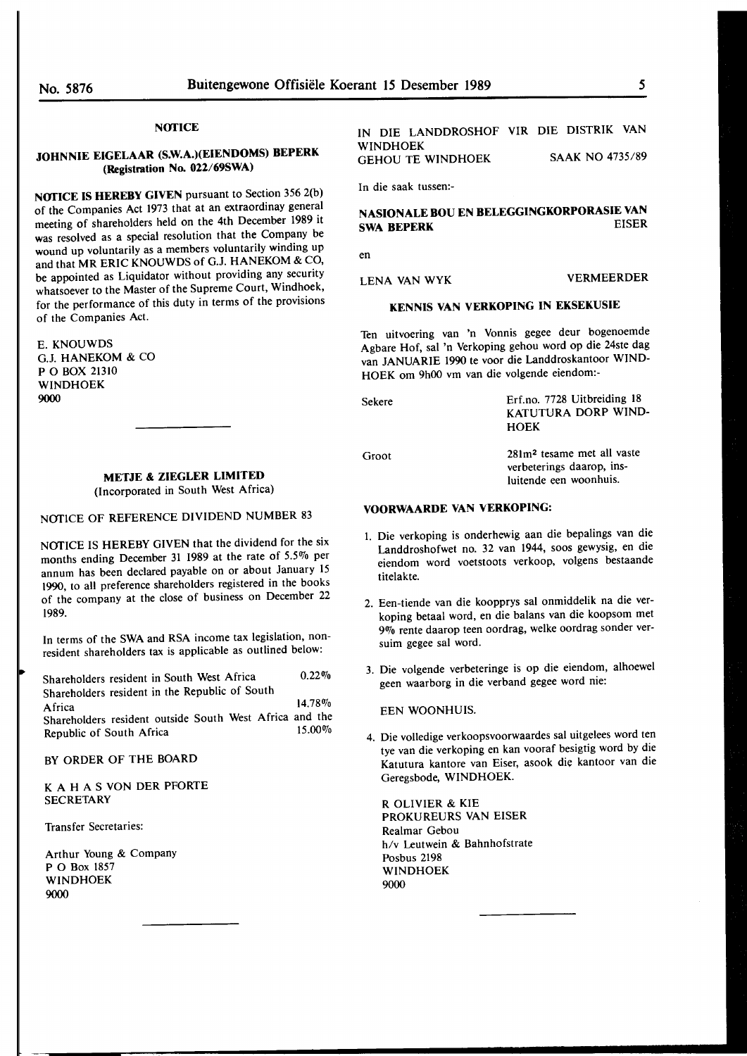**NOTICE**

**JOHNNIE EIGELAAR (S.W.A.)(EIENDOMS) BEPERK**
**(Registration No. 022/69SWA)**

**NOTICE IS HEREBY GIVEN** pursuant to Section 356 2(b) of the Companies Act 1973 that at an extraordinay general meeting of shareholders held on the 4th December 1989 it was resolved as a special resolution that the Company be wound up voluntarily as a members voluntarily winding up and that MR ERIC KNOUWDS of G.J. HANEKOM & CO, be appointed as Liquidator without providing any security whatsoever to the Master of the Supreme Court, Windhoek, for the performance of this duty in terms of the provisions of the Companies Act.

E. KNOUWDS
G.J. HANEKOM & CO
P O BOX 21310
WINDHOEK
9000

---

**METJE & ZIEGLER LIMITED**
(Incorporated in South West Africa)

NOTICE OF REFERENCE DIVIDEND NUMBER 83

NOTICE IS HEREBY GIVEN that the dividend for the six months ending December 31 1989 at the rate of 5.5% per annum has been declared payable on or about January 15 1990, to all preference shareholders registered in the books of the company at the close of business on December 22 1989.

In terms of the SWA and RSA income tax legislation, non-resident shareholders tax is applicable as outlined below:

| | |
|---|---|
| Shareholders resident in South West Africa | 0.22% |
| Shareholders resident in the Republic of South Africa | 14.78% |
| Shareholders resident outside South West Africa and the Republic of South Africa | 15.00% |

BY ORDER OF THE BOARD

K A H A S VON DER PFORTE
SECRETARY

Transfer Secretaries:

Arthur Young & Company
P O Box 1857
WINDHOEK
9000

---

IN DIE LANDDROSHOF VIR DIE DISTRIK VAN WINDHOEK
GEHOU TE WINDHOEK SAAK NO 4735/89

In die saak tussen:-

**NASIONALE BOU EN BELEGGINGKORPORASIE VAN SWA BEPERK** EISER

en

LENA VAN WYK VERMEERDER

**KENNIS VAN VERKOPING IN EKSEKUSIE**

Ten uitvoering van 'n Vonnis gegee deur bogenoemde Agbare Hof, sal 'n Verkoping gehou word op die 24ste dag van JANUARIE 1990 te voor die Landdroskantoor WINDHOEK om 9h00 vm van die volgende eiendom:-

| | |
|---|---|
| Sekere | Erf.no. 7728 Uitbreiding 18 KATUTURA DORP WINDHOEK |
| Groot | 281m² tesame met all vaste verbeterings daarop, insluitende een woonhuis. |

**VOORWAARDE VAN VERKOPING:**

1. Die verkoping is onderhewig aan die bepalings van die Landdroshofwet no. 32 van 1944, soos gewysig, en die eiendom word voetstoots verkoop, volgens bestaande titelakte.

2. Een-tiende van die koopprys sal onmiddelik na die verkoping betaal word, en die balans van die koopsom met 9% rente daarop teen oordrag, welke oordrag sonder versuim gegee sal word.

3. Die volgende verbeteringe is op die eiendom, alhoewel geen waarborg in die verband gegee word nie:

   EEN WOONHUIS.

4. Die volledige verkoopsvoorwaardes sal uitgelees word ten tye van die verkoping en kan vooraf besigtig word by die Katutura kantore van Eiser, asook die kantoor van die Geregsbode, WINDHOEK.

R OLIVIER & KIE
PROKUREURS VAN EISER
Realmar Gebou
h/v Leutwein & Bahnhofstrate
Posbus 2198
WINDHOEK
9000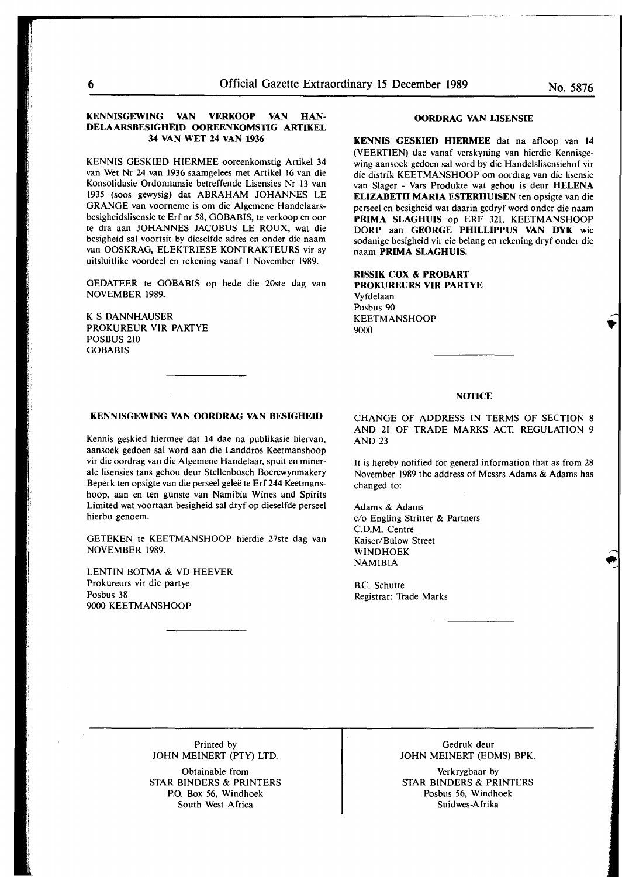## KENNISGEWING VAN VERKOOP VAN HANDELAARSBESIGHEID OOREENKOMSTIG ARTIKEL 34 VAN WET 24 VAN 1936

KENNIS GESKIED HIERMEE ooreenkomstig Artikel 34 van Wet Nr 24 van 1936 saamgelees met Artikel 16 van die Konsolidasie Ordonnansie betreffende Lisensies Nr 13 van 1935 (soos gewysig) dat ABRAHAM JOHANNES LE GRANGE van voorneme is om die Algemene Handelaarsbesigheidslisensie te Erf nr 58, GOBABIS, te verkoop en oor te dra aan JOHANNES JACOBUS LE ROUX, wat die besigheid sal voortsit by dieselfde adres en onder die naam van OOSKRAG, ELEKTRIESE KONTRAKTEURS vir sy uitsluitlike voordeel en rekening vanaf 1 November 1989.

GEDATEER te GOBABIS op hede die 20ste dag van NOVEMBER 1989.

K S DANNHAUSER
PROKUREUR VIR PARTYE
POSBUS 210
GOBABIS

---

## KENNISGEWING VAN OORDRAG VAN BESIGHEID

Kennis geskied hiermee dat 14 dae na publikasie hiervan, aansoek gedoen sal word aan die Landdros Keetmanshoop vir die oordrag van die Algemene Handelaar, spuit en minerale lisensies tans gehou deur Stellenbosch Boerewynmakery Beperk ten opsigte van die perseel geleë te Erf 244 Keetmanshoop, aan en ten gunste van Namibia Wines and Spirits Limited wat voortaan besigheid sal dryf op dieselfde perseel hierbo genoem.

GETEKEN te KEETMANSHOOP hierdie 27ste dag van NOVEMBER 1989.

LENTIN BOTMA & VD HEEVER
Prokureurs vir die partye
Posbus 38
9000 KEETMANSHOOP

---

## OORDRAG VAN LISENSIE

**KENNIS GESKIED HIERMEE** dat na afloop van 14 (VEERTIEN) dae vanaf verskyning van hierdie Kennisgewing aansoek gedoen sal word by die Handelslisensiehof vir die distrik KEETMANSHOOP om oordrag van die lisensie van Slager - Vars Produkte wat gehou is deur **HELENA ELIZABETH MARIA ESTERHUISEN** ten opsigte van die perseel en besigheid wat daarin gedryf word onder die naam **PRIMA SLAGHUIS** op ERF 321, KEETMANSHOOP DORP aan **GEORGE PHILLIPPUS VAN DYK** wie sodanige besigheid vir eie belang en rekening dryf onder die naam **PRIMA SLAGHUIS.**

**RISSIK COX & PROBART**
**PROKUREURS VIR PARTYE**
Vyfdelaan
Posbus 90
KEETMANSHOOP
9000

---

## NOTICE

CHANGE OF ADDRESS IN TERMS OF SECTION 8 AND 21 OF TRADE MARKS ACT, REGULATION 9 AND 23

It is hereby notified for general information that as from 28 November 1989 the address of Messrs Adams & Adams has changed to:

Adams & Adams
c/o Engling Stritter & Partners
C.D.M. Centre
Kaiser/Bülow Street
WINDHOEK
NAMIBIA

B.C. Schutte
Registrar: Trade Marks

---

Printed by
JOHN MEINERT (PTY) LTD.

Obtainable from
STAR BINDERS & PRINTERS
P.O. Box 56, Windhoek
South West Africa

Gedruk deur
JOHN MEINERT (EDMS) BPK.

Verkrygbaar by
STAR BINDERS & PRINTERS
Posbus 56, Windhoek
Suidwes-Afrika